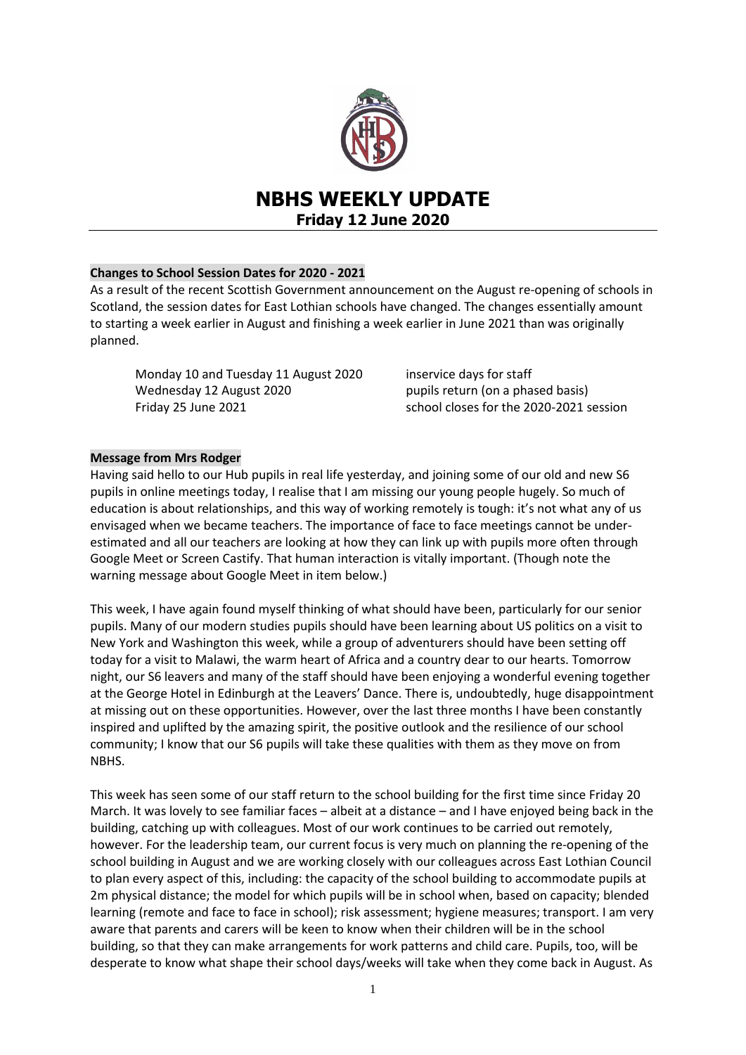# NBHS WEEKLY UPDATE

## Friday 12 June 2020

### Changes to School Session Dates for 2020 - 2021

As a result of the recent Scottish Government announcement on the August re-opening of schools in Scotland, the session dates for East Lothian schools have changed. The changes essentially amount to starting a week earlier in August and finishing a week earlier in June 2021 than was originally planned.

| | |
|---|---|
| Monday 10 and Tuesday 11 August 2020 | inservice days for staff |
| Wednesday 12 August 2020 | pupils return (on a phased basis) |
| Friday 25 June 2021 | school closes for the 2020-2021 session |

### Message from Mrs Rodger

Having said hello to our Hub pupils in real life yesterday, and joining some of our old and new S6 pupils in online meetings today, I realise that I am missing our young people hugely. So much of education is about relationships, and this way of working remotely is tough: it's not what any of us envisaged when we became teachers. The importance of face to face meetings cannot be under-estimated and all our teachers are looking at how they can link up with pupils more often through Google Meet or Screen Castify. That human interaction is vitally important. (Though note the warning message about Google Meet in item below.)

This week, I have again found myself thinking of what should have been, particularly for our senior pupils. Many of our modern studies pupils should have been learning about US politics on a visit to New York and Washington this week, while a group of adventurers should have been setting off today for a visit to Malawi, the warm heart of Africa and a country dear to our hearts. Tomorrow night, our S6 leavers and many of the staff should have been enjoying a wonderful evening together at the George Hotel in Edinburgh at the Leavers' Dance. There is, undoubtedly, huge disappointment at missing out on these opportunities. However, over the last three months I have been constantly inspired and uplifted by the amazing spirit, the positive outlook and the resilience of our school community; I know that our S6 pupils will take these qualities with them as they move on from NBHS.

This week has seen some of our staff return to the school building for the first time since Friday 20 March. It was lovely to see familiar faces – albeit at a distance – and I have enjoyed being back in the building, catching up with colleagues. Most of our work continues to be carried out remotely, however. For the leadership team, our current focus is very much on planning the re-opening of the school building in August and we are working closely with our colleagues across East Lothian Council to plan every aspect of this, including: the capacity of the school building to accommodate pupils at 2m physical distance; the model for which pupils will be in school when, based on capacity; blended learning (remote and face to face in school); risk assessment; hygiene measures; transport. I am very aware that parents and carers will be keen to know when their children will be in the school building, so that they can make arrangements for work patterns and child care. Pupils, too, will be desperate to know what shape their school days/weeks will take when they come back in August. As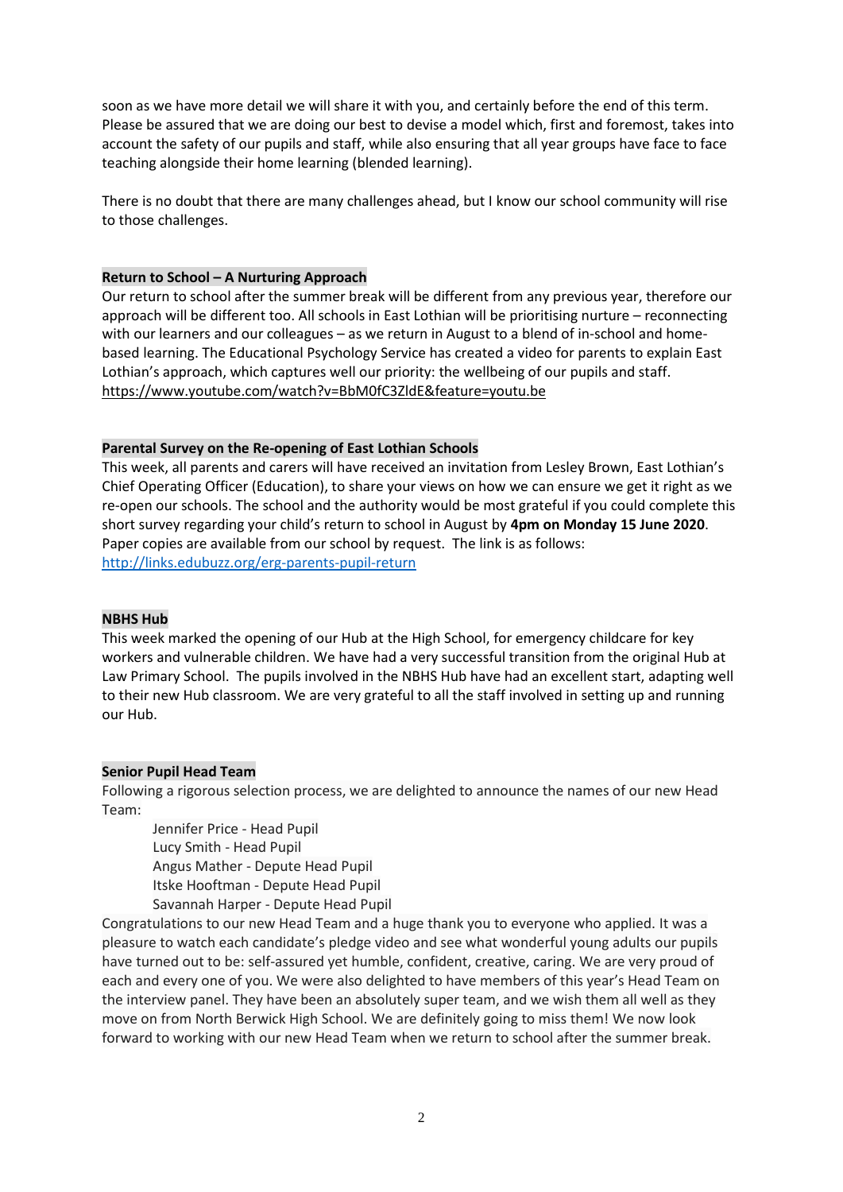soon as we have more detail we will share it with you, and certainly before the end of this term. Please be assured that we are doing our best to devise a model which, first and foremost, takes into account the safety of our pupils and staff, while also ensuring that all year groups have face to face teaching alongside their home learning (blended learning).

There is no doubt that there are many challenges ahead, but I know our school community will rise to those challenges.

**Return to School – A Nurturing Approach**

Our return to school after the summer break will be different from any previous year, therefore our approach will be different too. All schools in East Lothian will be prioritising nurture – reconnecting with our learners and our colleagues – as we return in August to a blend of in-school and home-based learning. The Educational Psychology Service has created a video for parents to explain East Lothian's approach, which captures well our priority: the wellbeing of our pupils and staff. https://www.youtube.com/watch?v=BbM0fC3ZldE&feature=youtu.be

**Parental Survey on the Re-opening of East Lothian Schools**

This week, all parents and carers will have received an invitation from Lesley Brown, East Lothian's Chief Operating Officer (Education), to share your views on how we can ensure we get it right as we re-open our schools. The school and the authority would be most grateful if you could complete this short survey regarding your child's return to school in August by **4pm on Monday 15 June 2020**. Paper copies are available from our school by request. The link is as follows: http://links.edubuzz.org/erg-parents-pupil-return

**NBHS Hub**

This week marked the opening of our Hub at the High School, for emergency childcare for key workers and vulnerable children. We have had a very successful transition from the original Hub at Law Primary School. The pupils involved in the NBHS Hub have had an excellent start, adapting well to their new Hub classroom. We are very grateful to all the staff involved in setting up and running our Hub.

**Senior Pupil Head Team**

Following a rigorous selection process, we are delighted to announce the names of our new Head Team:

Jennifer Price - Head Pupil
Lucy Smith - Head Pupil
Angus Mather - Depute Head Pupil
Itske Hooftman - Depute Head Pupil
Savannah Harper - Depute Head Pupil

Congratulations to our new Head Team and a huge thank you to everyone who applied. It was a pleasure to watch each candidate's pledge video and see what wonderful young adults our pupils have turned out to be: self-assured yet humble, confident, creative, caring. We are very proud of each and every one of you. We were also delighted to have members of this year's Head Team on the interview panel. They have been an absolutely super team, and we wish them all well as they move on from North Berwick High School. We are definitely going to miss them! We now look forward to working with our new Head Team when we return to school after the summer break.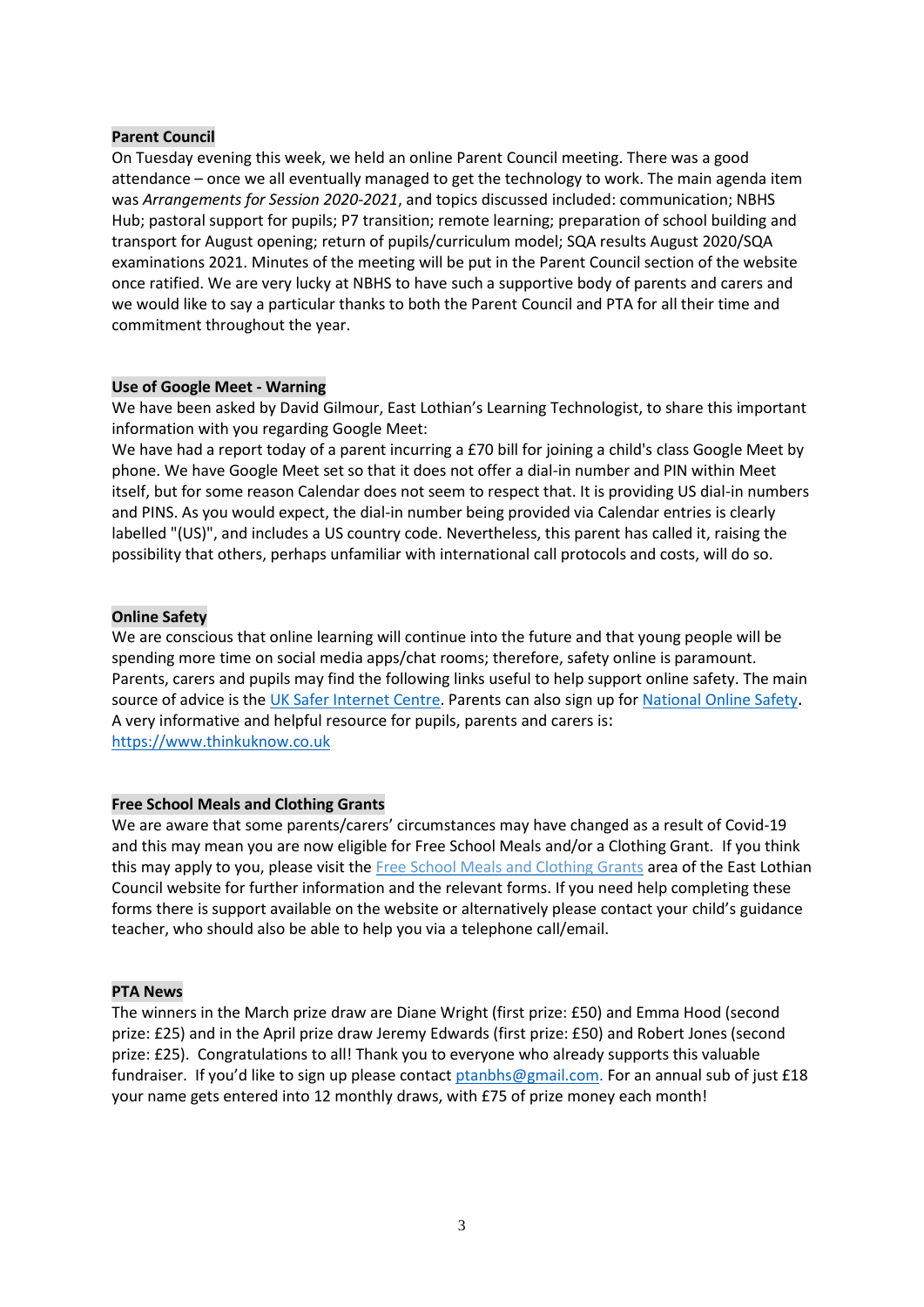**Parent Council**

On Tuesday evening this week, we held an online Parent Council meeting. There was a good attendance – once we all eventually managed to get the technology to work. The main agenda item was *Arrangements for Session 2020-2021*, and topics discussed included: communication; NBHS Hub; pastoral support for pupils; P7 transition; remote learning; preparation of school building and transport for August opening; return of pupils/curriculum model; SQA results August 2020/SQA examinations 2021. Minutes of the meeting will be put in the Parent Council section of the website once ratified. We are very lucky at NBHS to have such a supportive body of parents and carers and we would like to say a particular thanks to both the Parent Council and PTA for all their time and commitment throughout the year.

**Use of Google Meet - Warning**

We have been asked by David Gilmour, East Lothian's Learning Technologist, to share this important information with you regarding Google Meet:

We have had a report today of a parent incurring a £70 bill for joining a child's class Google Meet by phone. We have Google Meet set so that it does not offer a dial-in number and PIN within Meet itself, but for some reason Calendar does not seem to respect that. It is providing US dial-in numbers and PINS. As you would expect, the dial-in number being provided via Calendar entries is clearly labelled "(US)", and includes a US country code. Nevertheless, this parent has called it, raising the possibility that others, perhaps unfamiliar with international call protocols and costs, will do so.

**Online Safety**

We are conscious that online learning will continue into the future and that young people will be spending more time on social media apps/chat rooms; therefore, safety online is paramount. Parents, carers and pupils may find the following links useful to help support online safety. The main source of advice is the UK Safer Internet Centre. Parents can also sign up for National Online Safety. A very informative and helpful resource for pupils, parents and carers is: https://www.thinkuknow.co.uk

**Free School Meals and Clothing Grants**

We are aware that some parents/carers' circumstances may have changed as a result of Covid-19 and this may mean you are now eligible for Free School Meals and/or a Clothing Grant. If you think this may apply to you, please visit the Free School Meals and Clothing Grants area of the East Lothian Council website for further information and the relevant forms. If you need help completing these forms there is support available on the website or alternatively please contact your child's guidance teacher, who should also be able to help you via a telephone call/email.

**PTA News**

The winners in the March prize draw are Diane Wright (first prize: £50) and Emma Hood (second prize: £25) and in the April prize draw Jeremy Edwards (first prize: £50) and Robert Jones (second prize: £25). Congratulations to all! Thank you to everyone who already supports this valuable fundraiser. If you'd like to sign up please contact ptanbhs@gmail.com. For an annual sub of just £18 your name gets entered into 12 monthly draws, with £75 of prize money each month!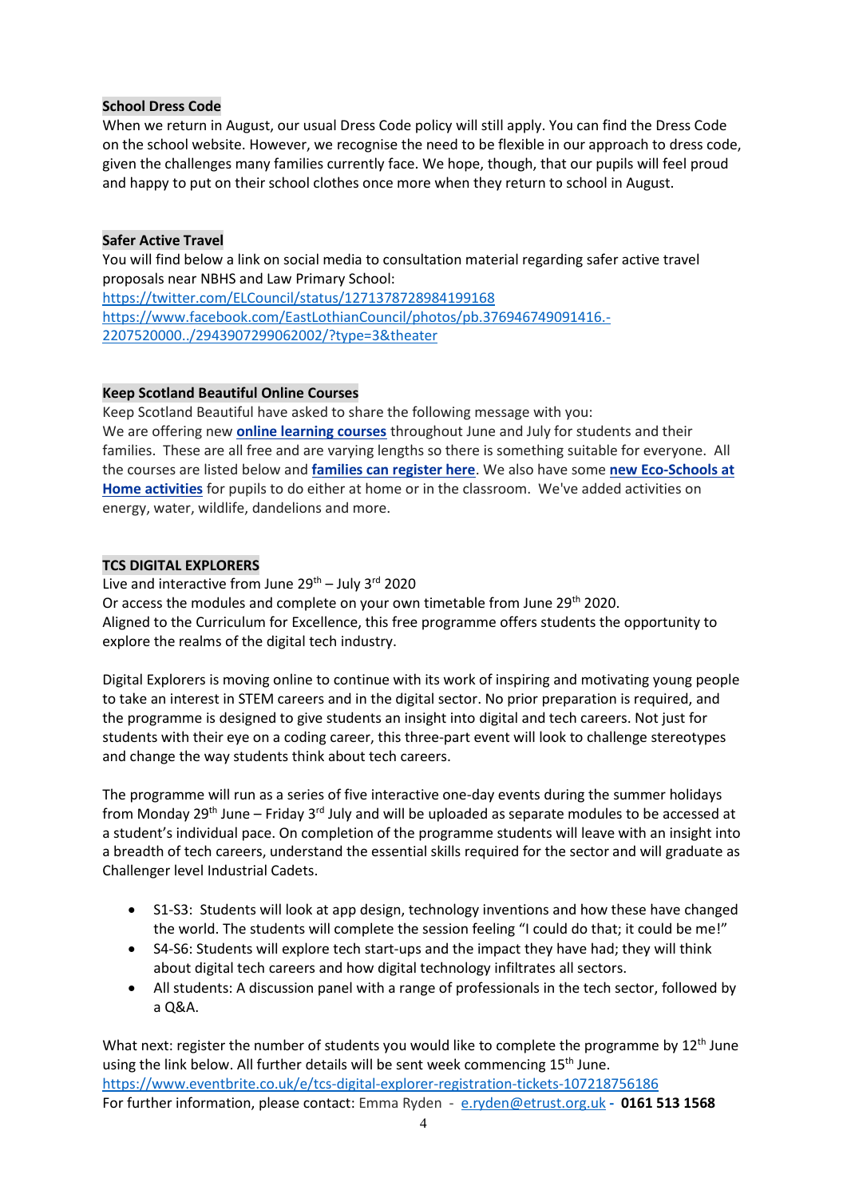**School Dress Code**

When we return in August, our usual Dress Code policy will still apply. You can find the Dress Code on the school website. However, we recognise the need to be flexible in our approach to dress code, given the challenges many families currently face. We hope, though, that our pupils will feel proud and happy to put on their school clothes once more when they return to school in August.

**Safer Active Travel**

You will find below a link on social media to consultation material regarding safer active travel proposals near NBHS and Law Primary School:
https://twitter.com/ELCouncil/status/1271378728984199168
https://www.facebook.com/EastLothianCouncil/photos/pb.376946749091416.-2207520000../2943907299062002/?type=3&theater

**Keep Scotland Beautiful Online Courses**

Keep Scotland Beautiful have asked to share the following message with you:
We are offering new **online learning courses** throughout June and July for students and their families. These are all free and are varying lengths so there is something suitable for everyone. All the courses are listed below and **families can register here**. We also have some **new Eco-Schools at Home activities** for pupils to do either at home or in the classroom. We've added activities on energy, water, wildlife, dandelions and more.

**TCS DIGITAL EXPLORERS**

Live and interactive from June 29th – July 3rd 2020
Or access the modules and complete on your own timetable from June 29th 2020.
Aligned to the Curriculum for Excellence, this free programme offers students the opportunity to explore the realms of the digital tech industry.

Digital Explorers is moving online to continue with its work of inspiring and motivating young people to take an interest in STEM careers and in the digital sector. No prior preparation is required, and the programme is designed to give students an insight into digital and tech careers. Not just for students with their eye on a coding career, this three-part event will look to challenge stereotypes and change the way students think about tech careers.

The programme will run as a series of five interactive one-day events during the summer holidays from Monday 29th June – Friday 3rd July and will be uploaded as separate modules to be accessed at a student's individual pace. On completion of the programme students will leave with an insight into a breadth of tech careers, understand the essential skills required for the sector and will graduate as Challenger level Industrial Cadets.

- S1-S3: Students will look at app design, technology inventions and how these have changed the world. The students will complete the session feeling "I could do that; it could be me!"
- S4-S6: Students will explore tech start-ups and the impact they have had; they will think about digital tech careers and how digital technology infiltrates all sectors.
- All students: A discussion panel with a range of professionals in the tech sector, followed by a Q&A.

What next: register the number of students you would like to complete the programme by 12th June using the link below. All further details will be sent week commencing 15th June.
https://www.eventbrite.co.uk/e/tcs-digital-explorer-registration-tickets-107218756186
For further information, please contact: Emma Ryden - e.ryden@etrust.org.uk **- 0161 513 1568**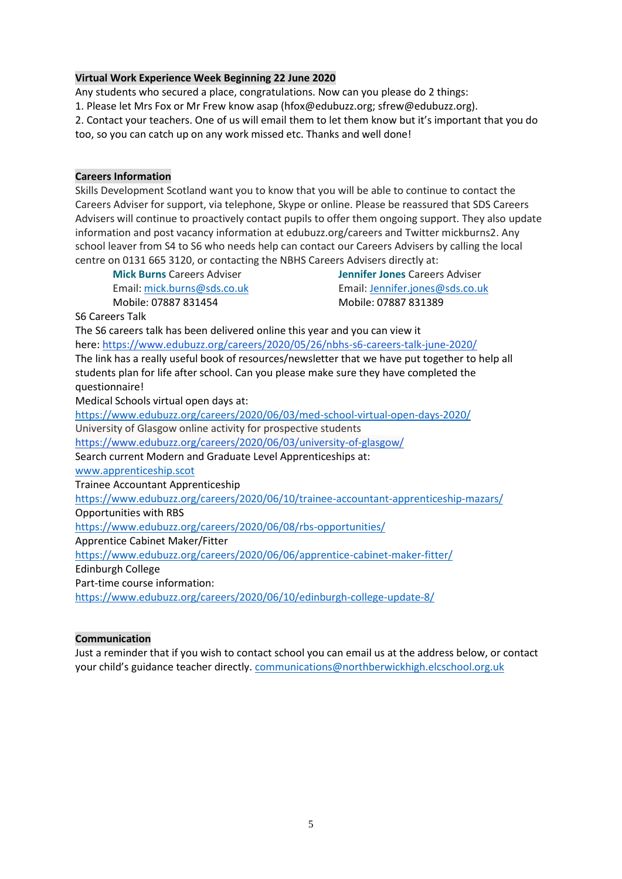**Virtual Work Experience Week Beginning 22 June 2020**

Any students who secured a place, congratulations. Now can you please do 2 things:

1. Please let Mrs Fox or Mr Frew know asap (hfox@edubuzz.org; sfrew@edubuzz.org).
2. Contact your teachers. One of us will email them to let them know but it's important that you do too, so you can catch up on any work missed etc. Thanks and well done!

**Careers Information**

Skills Development Scotland want you to know that you will be able to continue to contact the Careers Adviser for support, via telephone, Skype or online. Please be reassured that SDS Careers Advisers will continue to proactively contact pupils to offer them ongoing support. They also update information and post vacancy information at edubuzz.org/careers and Twitter mickburns2. Any school leaver from S4 to S6 who needs help can contact our Careers Advisers by calling the local centre on 0131 665 3120, or contacting the NBHS Careers Advisers directly at:

**Mick Burns** Careers Adviser
Email: mick.burns@sds.co.uk
Mobile: 07887 831454

**Jennifer Jones** Careers Adviser
Email: Jennifer.jones@sds.co.uk
Mobile: 07887 831389

S6 Careers Talk

The S6 careers talk has been delivered online this year and you can view it here: https://www.edubuzz.org/careers/2020/05/26/nbhs-s6-careers-talk-june-2020/

The link has a really useful book of resources/newsletter that we have put together to help all students plan for life after school. Can you please make sure they have completed the questionnaire!

Medical Schools virtual open days at:
https://www.edubuzz.org/careers/2020/06/03/med-school-virtual-open-days-2020/

University of Glasgow online activity for prospective students
https://www.edubuzz.org/careers/2020/06/03/university-of-glasgow/

Search current Modern and Graduate Level Apprenticeships at:
www.apprenticeship.scot

Trainee Accountant Apprenticeship
https://www.edubuzz.org/careers/2020/06/10/trainee-accountant-apprenticeship-mazars/

Opportunities with RBS
https://www.edubuzz.org/careers/2020/06/08/rbs-opportunities/

Apprentice Cabinet Maker/Fitter
https://www.edubuzz.org/careers/2020/06/06/apprentice-cabinet-maker-fitter/

Edinburgh College

Part-time course information:
https://www.edubuzz.org/careers/2020/06/10/edinburgh-college-update-8/

**Communication**

Just a reminder that if you wish to contact school you can email us at the address below, or contact your child's guidance teacher directly. communications@northberwickhigh.elcschool.org.uk